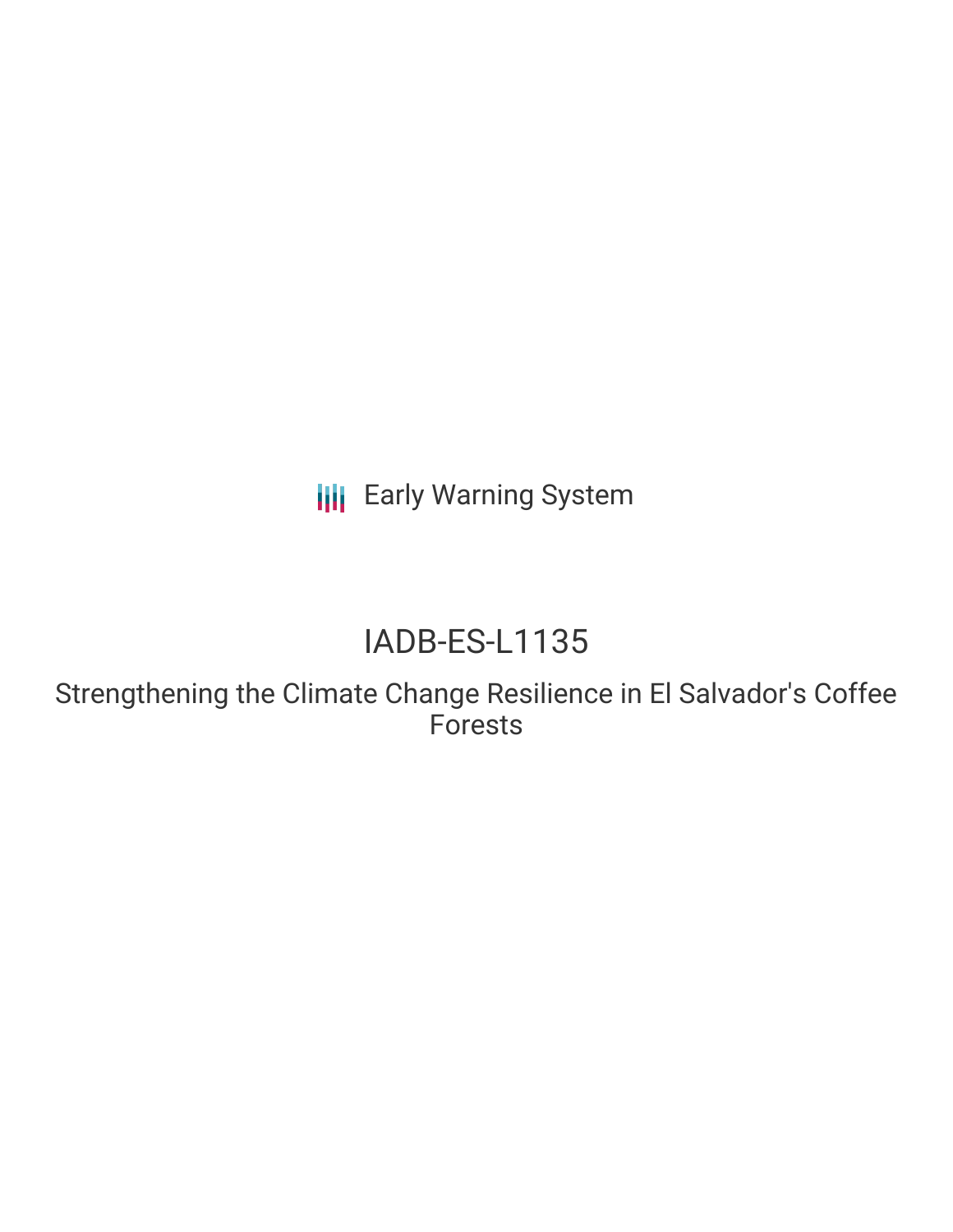Early Warning System

# IADB-ES-L1135

Strengthening the Climate Change Resilience in El Salvador's Coffee Forests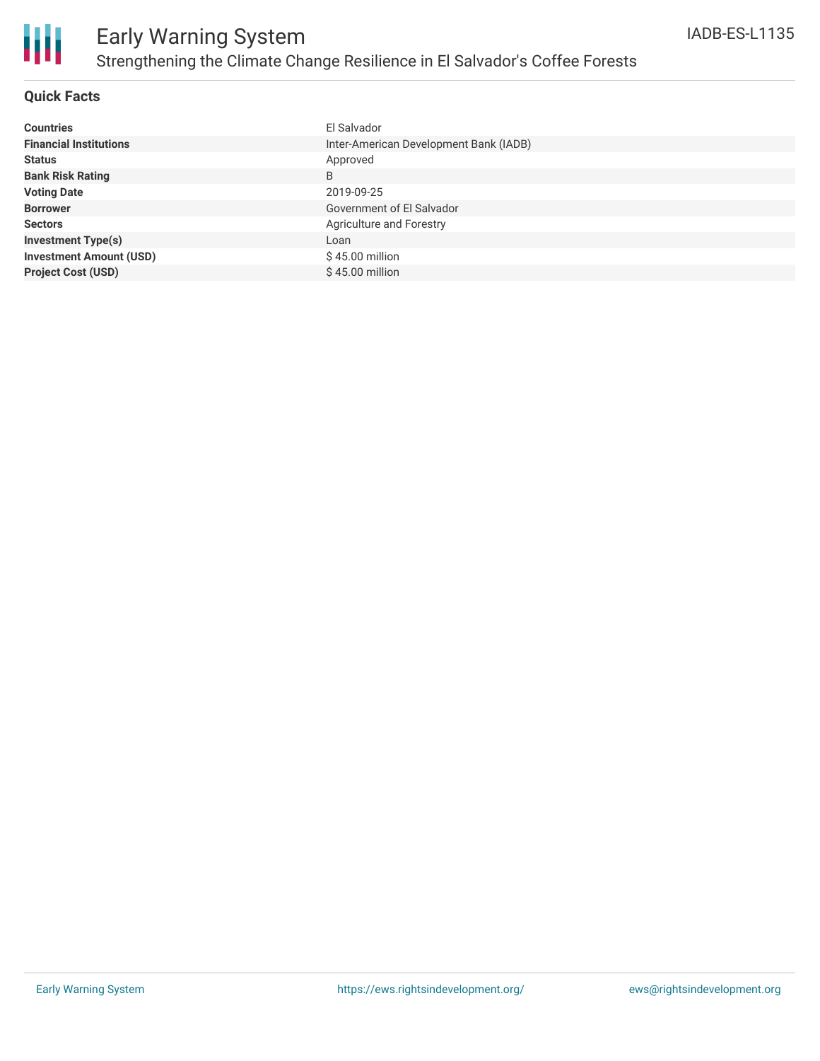# Early Warning System

## Strengthening the Climate Change Resilience in El Salvador's Coffee Forests

IADB-ES-L1135

### Quick Facts

| | |
|---|---|
| **Countries** | El Salvador |
| **Financial Institutions** | Inter-American Development Bank (IADB) |
| **Status** | Approved |
| **Bank Risk Rating** | B |
| **Voting Date** | 2019-09-25 |
| **Borrower** | Government of El Salvador |
| **Sectors** | Agriculture and Forestry |
| **Investment Type(s)** | Loan |
| **Investment Amount (USD)** | $ 45.00 million |
| **Project Cost (USD)** | $ 45.00 million |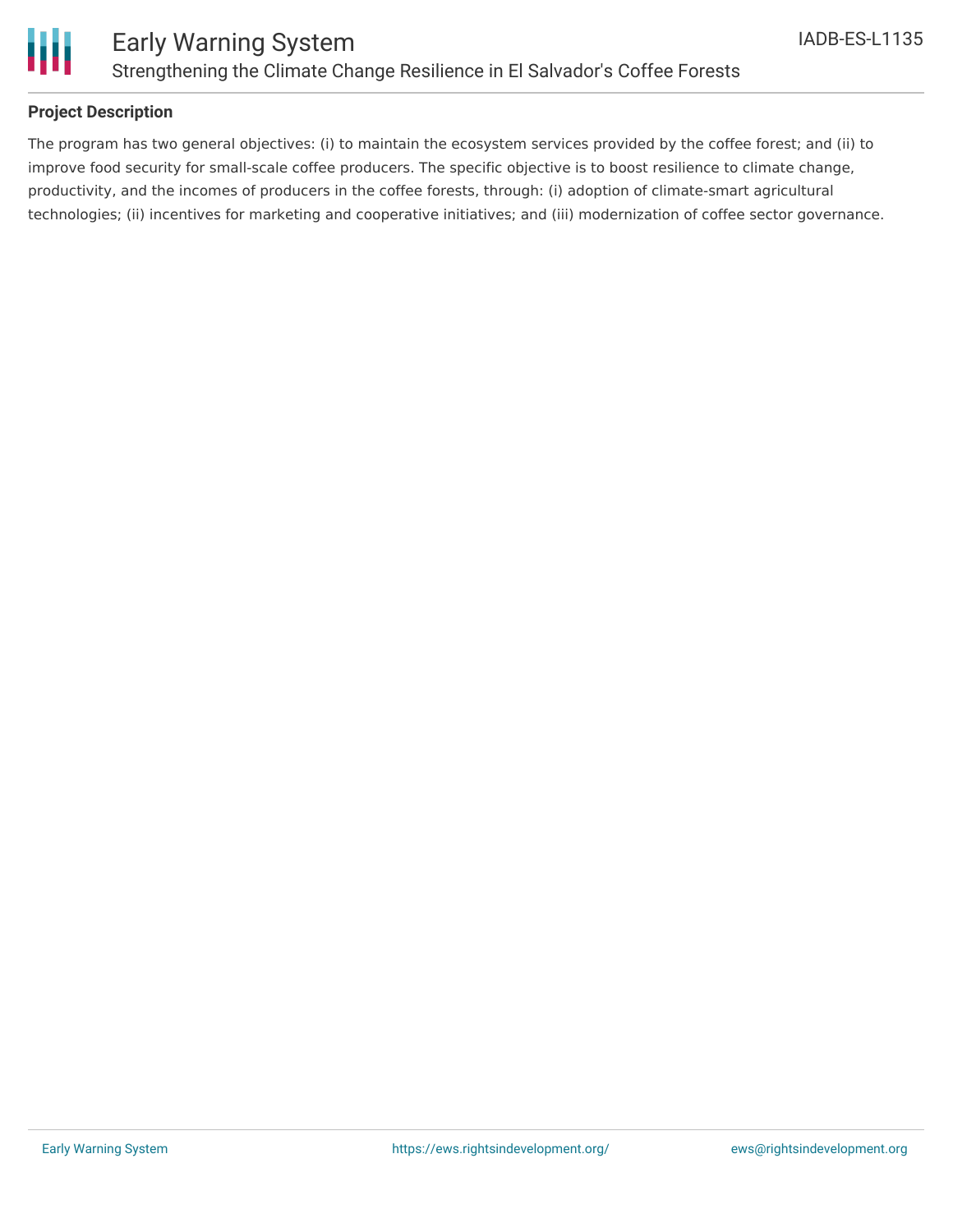## Project Description

The program has two general objectives: (i) to maintain the ecosystem services provided by the coffee forest; and (ii) to improve food security for small-scale coffee producers. The specific objective is to boost resilience to climate change, productivity, and the incomes of producers in the coffee forests, through: (i) adoption of climate-smart agricultural technologies; (ii) incentives for marketing and cooperative initiatives; and (iii) modernization of coffee sector governance.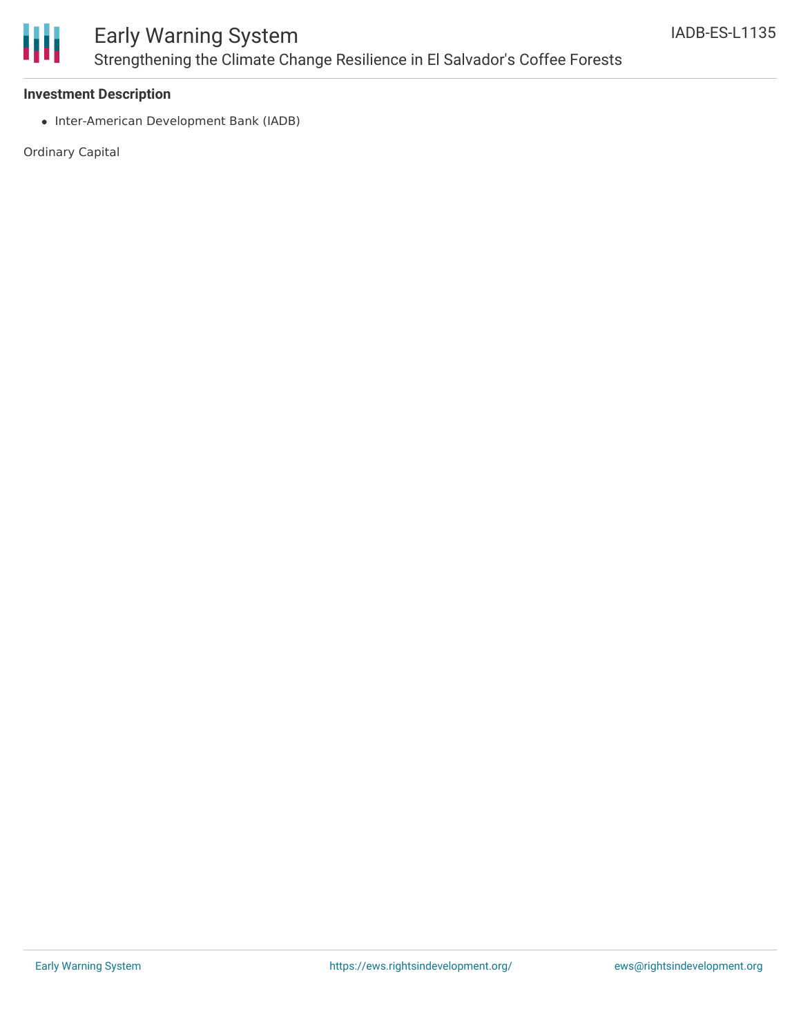**Investment Description**

- Inter-American Development Bank (IADB)

Ordinary Capital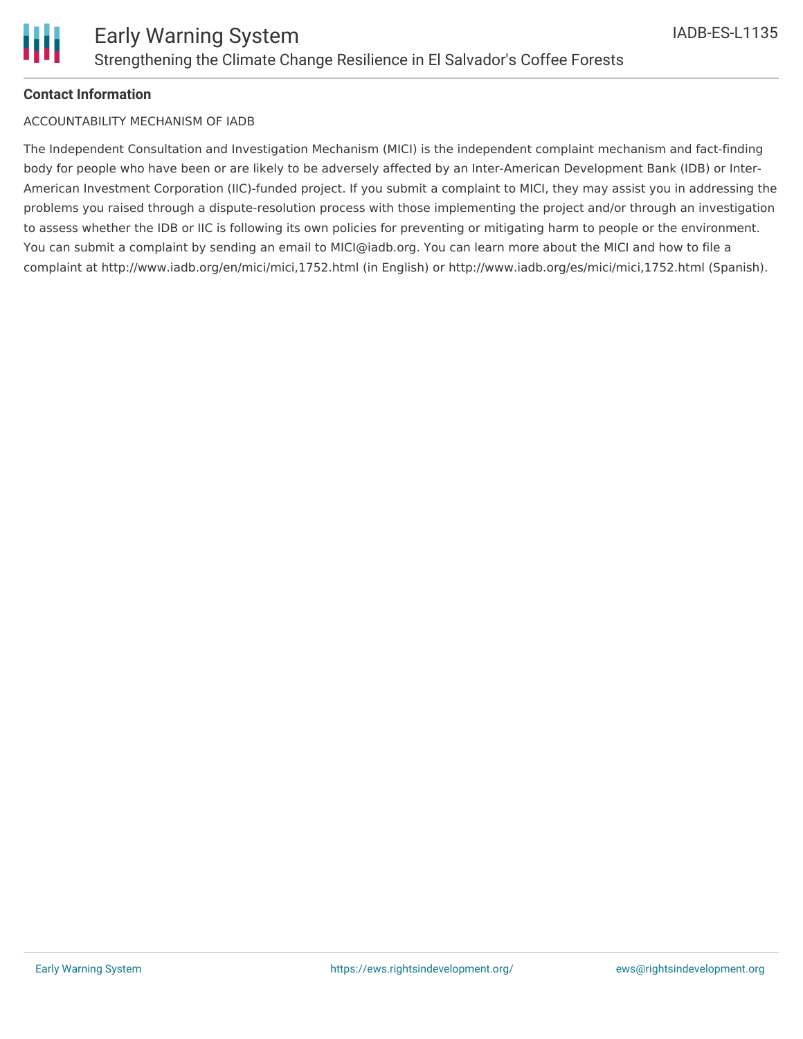**Contact Information**

ACCOUNTABILITY MECHANISM OF IADB

The Independent Consultation and Investigation Mechanism (MICI) is the independent complaint mechanism and fact-finding body for people who have been or are likely to be adversely affected by an Inter-American Development Bank (IDB) or Inter-American Investment Corporation (IIC)-funded project. If you submit a complaint to MICI, they may assist you in addressing the problems you raised through a dispute-resolution process with those implementing the project and/or through an investigation to assess whether the IDB or IIC is following its own policies for preventing or mitigating harm to people or the environment. You can submit a complaint by sending an email to MICI@iadb.org. You can learn more about the MICI and how to file a complaint at http://www.iadb.org/en/mici/mici,1752.html (in English) or http://www.iadb.org/es/mici/mici,1752.html (Spanish).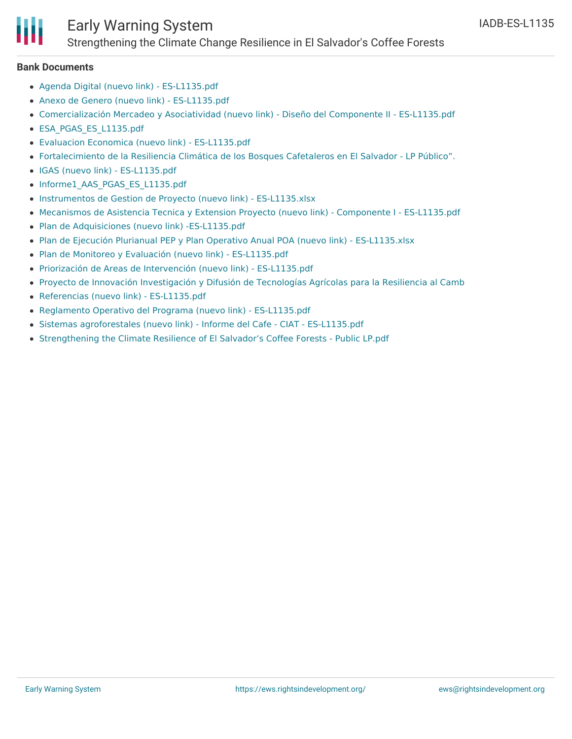**Bank Documents**

- Agenda Digital (nuevo link) - ES-L1135.pdf
- Anexo de Genero (nuevo link) - ES-L1135.pdf
- Comercialización Mercadeo y Asociatividad (nuevo link) - Diseño del Componente II - ES-L1135.pdf
- ESA_PGAS_ES_L1135.pdf
- Evaluacion Economica (nuevo link) - ES-L1135.pdf
- Fortalecimiento de la Resiliencia Climática de los Bosques Cafetaleros en El Salvador - LP Público".
- IGAS (nuevo link) - ES-L1135.pdf
- Informe1_AAS_PGAS_ES_L1135.pdf
- Instrumentos de Gestion de Proyecto (nuevo link) - ES-L1135.xlsx
- Mecanismos de Asistencia Tecnica y Extension Proyecto (nuevo link) - Componente I - ES-L1135.pdf
- Plan de Adquisiciones (nuevo link) -ES-L1135.pdf
- Plan de Ejecución Plurianual PEP y Plan Operativo Anual POA (nuevo link) - ES-L1135.xlsx
- Plan de Monitoreo y Evaluación (nuevo link) - ES-L1135.pdf
- Priorización de Areas de Intervención (nuevo link) - ES-L1135.pdf
- Proyecto de Innovación Investigación y Difusión de Tecnologías Agrícolas para la Resiliencia al Camb
- Referencias (nuevo link) - ES-L1135.pdf
- Reglamento Operativo del Programa (nuevo link) - ES-L1135.pdf
- Sistemas agroforestales (nuevo link) - Informe del Cafe - CIAT - ES-L1135.pdf
- Strengthening the Climate Resilience of El Salvador's Coffee Forests - Public LP.pdf